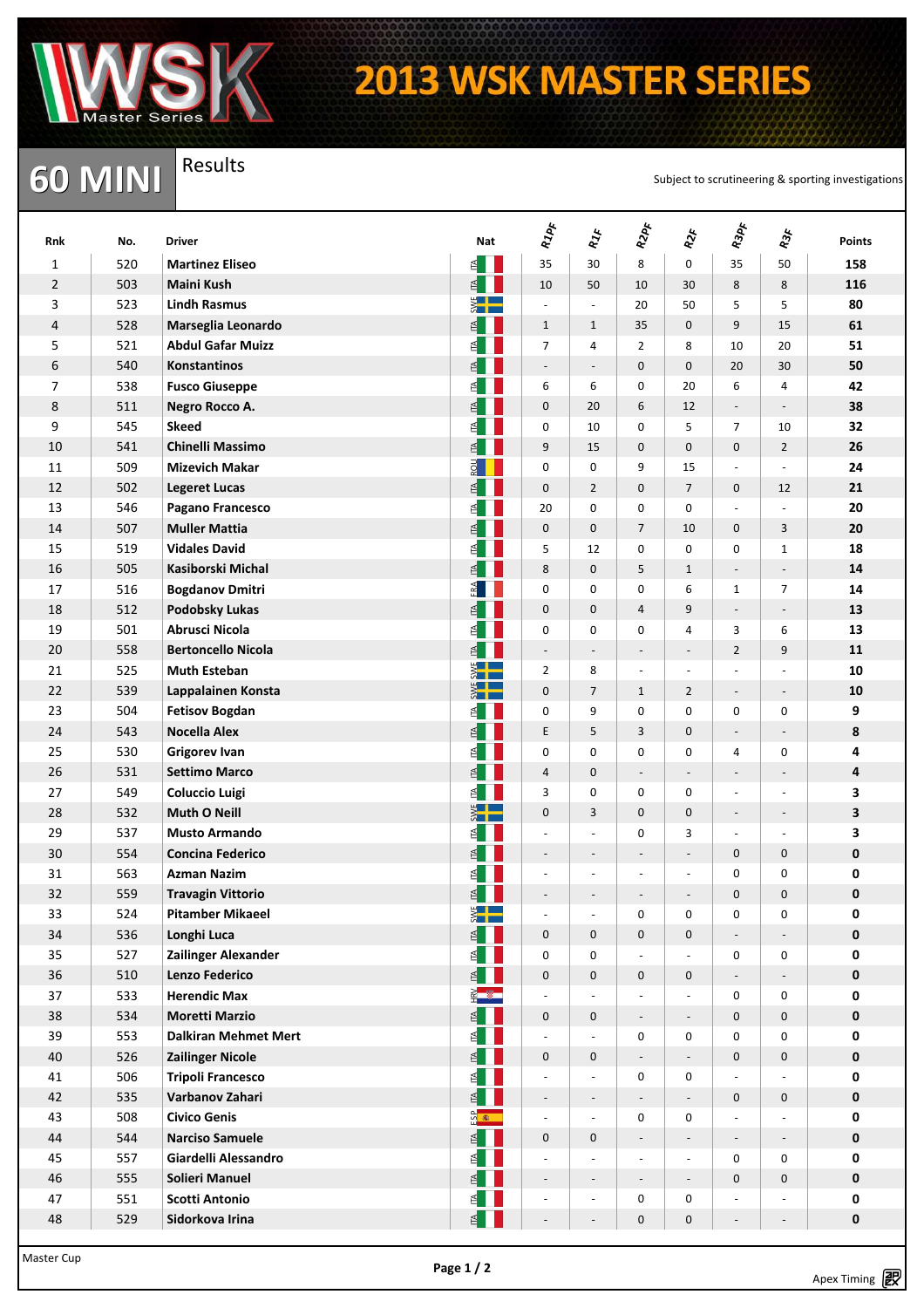# 2013 WSK MASTER SERIES

## 60 MINI

Results

Subject to scrutineering & sporting investigations

| Rnk | No. | Driver | Nat | R1PF | R1F | R2PF | R2F | R3PF | R3F | Points |
|---|---|---|---|---|---|---|---|---|---|---|
| 1 | 520 | **Martinez Eliseo** | ITA | 35 | 30 | 8 | 0 | 35 | 50 | **158** |
| 2 | 503 | **Maini Kush** | ITA | 10 | 50 | 10 | 30 | 8 | 8 | **116** |
| 3 | 523 | **Lindh Rasmus** | SWE | - | - | 20 | 50 | 5 | 5 | **80** |
| 4 | 528 | **Marseglia Leonardo** | ITA | 1 | 1 | 35 | 0 | 9 | 15 | **61** |
| 5 | 521 | **Abdul Gafar Muizz** | ITA | 7 | 4 | 2 | 8 | 10 | 20 | **51** |
| 6 | 540 | **Konstantinos** | ITA | - | - | 0 | 0 | 20 | 30 | **50** |
| 7 | 538 | **Fusco Giuseppe** | ITA | 6 | 6 | 0 | 20 | 6 | 4 | **42** |
| 8 | 511 | **Negro Rocco A.** | ITA | 0 | 20 | 6 | 12 | - | - | **38** |
| 9 | 545 | **Skeed** | ITA | 0 | 10 | 0 | 5 | 7 | 10 | **32** |
| 10 | 541 | **Chinelli Massimo** | ITA | 9 | 15 | 0 | 0 | 0 | 2 | **26** |
| 11 | 509 | **Mizevich Makar** | ROU | 0 | 0 | 9 | 15 | - | - | **24** |
| 12 | 502 | **Legeret Lucas** | ITA | 0 | 2 | 0 | 7 | 0 | 12 | **21** |
| 13 | 546 | **Pagano Francesco** | ITA | 20 | 0 | 0 | 0 | - | - | **20** |
| 14 | 507 | **Muller Mattia** | ITA | 0 | 0 | 7 | 10 | 0 | 3 | **20** |
| 15 | 519 | **Vidales David** | ITA | 5 | 12 | 0 | 0 | 0 | 1 | **18** |
| 16 | 505 | **Kasiborski Michal** | ITA | 8 | 0 | 5 | 1 | - | - | **14** |
| 17 | 516 | **Bogdanov Dmitri** | FRA | 0 | 0 | 0 | 6 | 1 | 7 | **14** |
| 18 | 512 | **Podobsky Lukas** | ITA | 0 | 0 | 4 | 9 | - | - | **13** |
| 19 | 501 | **Abrusci Nicola** | ITA | 0 | 0 | 0 | 4 | 3 | 6 | **13** |
| 20 | 558 | **Bertoncello Nicola** | ITA | - | - | - | - | 2 | 9 | **11** |
| 21 | 525 | **Muth Esteban** | SWE | 2 | 8 | - | - | - | - | **10** |
| 22 | 539 | **Lappalainen Konsta** | SWE | 0 | 7 | 1 | 2 | - | - | **10** |
| 23 | 504 | **Fetisov Bogdan** | ITA | 0 | 9 | 0 | 0 | 0 | 0 | **9** |
| 24 | 543 | **Nocella Alex** | ITA | E | 5 | 3 | 0 | - | - | **8** |
| 25 | 530 | **Grigorev Ivan** | ITA | 0 | 0 | 0 | 0 | 4 | 0 | **4** |
| 26 | 531 | **Settimo Marco** | ITA | 4 | 0 | - | - | - | - | **4** |
| 27 | 549 | **Coluccio Luigi** | ITA | 3 | 0 | 0 | 0 | - | - | **3** |
| 28 | 532 | **Muth O Neill** | SWE | 0 | 3 | 0 | 0 | - | - | **3** |
| 29 | 537 | **Musto Armando** | ITA | - | - | 0 | 3 | - | - | **3** |
| 30 | 554 | **Concina Federico** | ITA | - | - | - | - | 0 | 0 | **0** |
| 31 | 563 | **Azman Nazim** | ITA | - | - | - | - | 0 | 0 | **0** |
| 32 | 559 | **Travagin Vittorio** | ITA | - | - | - | - | 0 | 0 | **0** |
| 33 | 524 | **Pitamber Mikaeel** | SWE | - | - | 0 | 0 | 0 | 0 | **0** |
| 34 | 536 | **Longhi Luca** | ITA | 0 | 0 | 0 | 0 | - | - | **0** |
| 35 | 527 | **Zailinger Alexander** | ITA | 0 | 0 | - | - | 0 | 0 | **0** |
| 36 | 510 | **Lenzo Federico** | ITA | 0 | 0 | 0 | 0 | - | - | **0** |
| 37 | 533 | **Herendic Max** | HRV | - | - | - | - | 0 | 0 | **0** |
| 38 | 534 | **Moretti Marzio** | ITA | 0 | 0 | - | - | 0 | 0 | **0** |
| 39 | 553 | **Dalkiran Mehmet Mert** | ITA | - | - | 0 | 0 | 0 | 0 | **0** |
| 40 | 526 | **Zailinger Nicole** | ITA | 0 | 0 | - | - | 0 | 0 | **0** |
| 41 | 506 | **Tripoli Francesco** | ITA | - | - | 0 | 0 | - | - | **0** |
| 42 | 535 | **Varbanov Zahari** | ITA | - | - | - | - | 0 | 0 | **0** |
| 43 | 508 | **Civico Genis** | ESP | - | - | 0 | 0 | - | - | **0** |
| 44 | 544 | **Narciso Samuele** | ITA | 0 | 0 | - | - | - | - | **0** |
| 45 | 557 | **Giardelli Alessandro** | ITA | - | - | - | - | 0 | 0 | **0** |
| 46 | 555 | **Solieri Manuel** | ITA | - | - | - | - | 0 | 0 | **0** |
| 47 | 551 | **Scotti Antonio** | ITA | - | - | 0 | 0 | - | - | **0** |
| 48 | 529 | **Sidorkova Irina** | ITA | - | - | 0 | 0 | - | - | **0** |

Master Cup

Apex Timing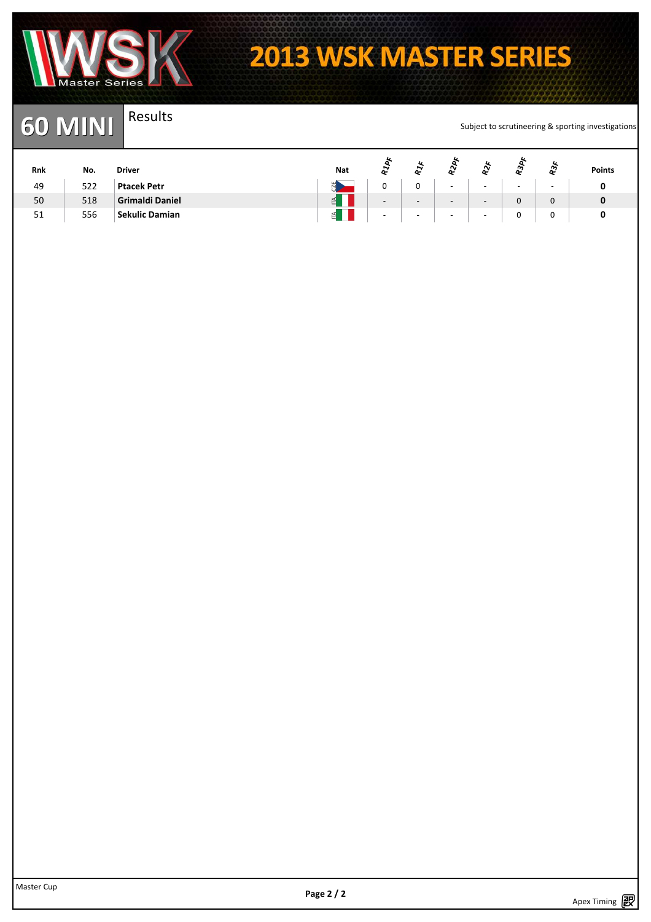# 2013 WSK MASTER SERIES

## 60 MINI

Results

Subject to scrutineering & sporting investigations

| Rnk | No. | Driver | Nat | R1PF | R1F | R2PF | R2F | R3PF | R3F | Points |
|---|---|---|---|---|---|---|---|---|---|---|
| 49 | 522 | **Ptacek Petr** | CZE | 0 | 0 | - | - | - | - | **0** |
| 50 | 518 | **Grimaldi Daniel** | ITA | - | - | - | - | 0 | 0 | **0** |
| 51 | 556 | **Sekulic Damian** | ITA | - | - | - | - | 0 | 0 | **0** |

Master Cup

Apex Timing